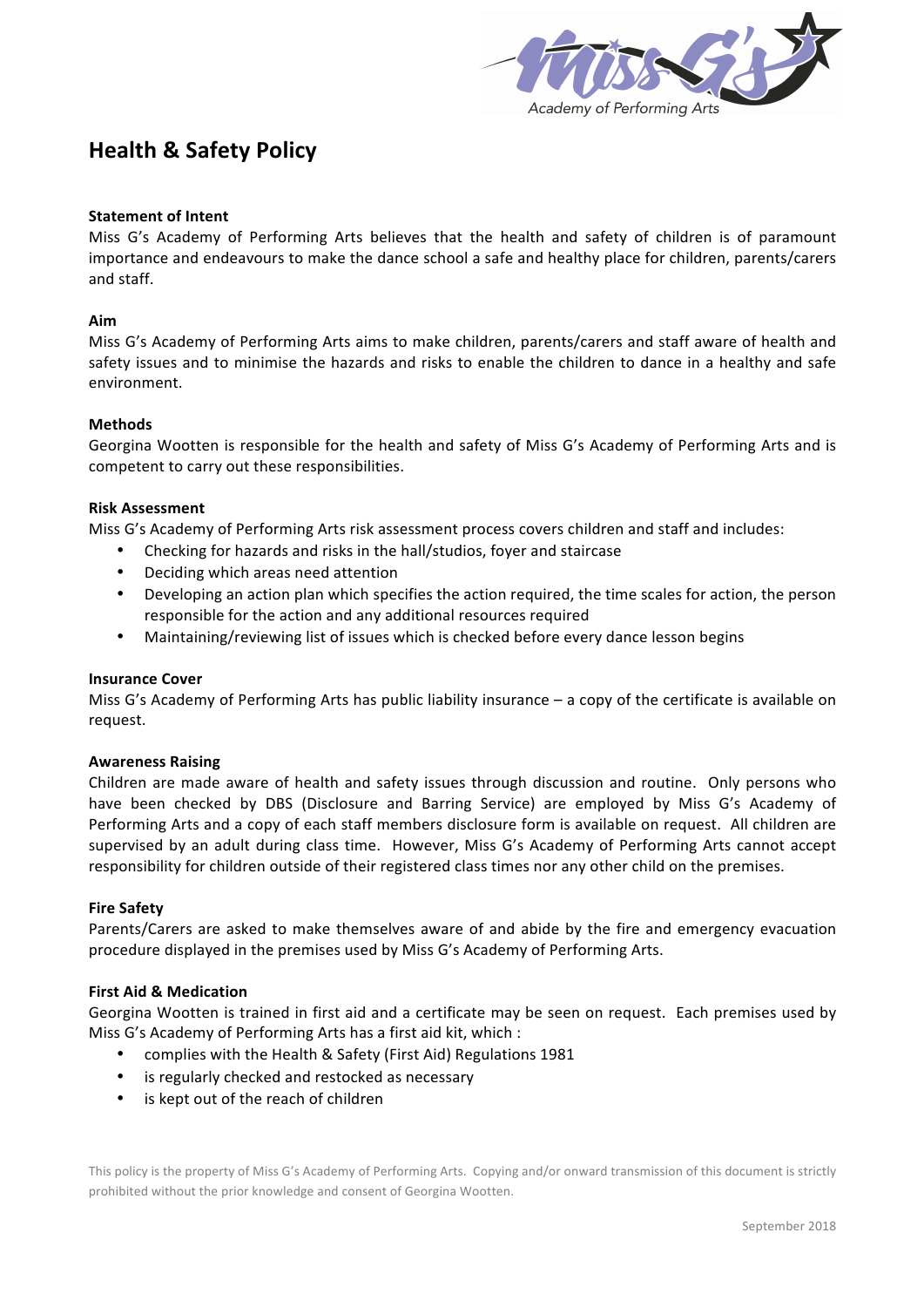# Health & Safety Policy

**Statement of Intent**

Miss G's Academy of Performing Arts believes that the health and safety of children is of paramount importance and endeavours to make the dance school a safe and healthy place for children, parents/carers and staff.

**Aim**

Miss G's Academy of Performing Arts aims to make children, parents/carers and staff aware of health and safety issues and to minimise the hazards and risks to enable the children to dance in a healthy and safe environment.

**Methods**

Georgina Wootten is responsible for the health and safety of Miss G's Academy of Performing Arts and is competent to carry out these responsibilities.

**Risk Assessment**

Miss G's Academy of Performing Arts risk assessment process covers children and staff and includes:

- Checking for hazards and risks in the hall/studios, foyer and staircase
- Deciding which areas need attention
- Developing an action plan which specifies the action required, the time scales for action, the person responsible for the action and any additional resources required
- Maintaining/reviewing list of issues which is checked before every dance lesson begins

**Insurance Cover**

Miss G's Academy of Performing Arts has public liability insurance – a copy of the certificate is available on request.

**Awareness Raising**

Children are made aware of health and safety issues through discussion and routine. Only persons who have been checked by DBS (Disclosure and Barring Service) are employed by Miss G's Academy of Performing Arts and a copy of each staff members disclosure form is available on request. All children are supervised by an adult during class time. However, Miss G's Academy of Performing Arts cannot accept responsibility for children outside of their registered class times nor any other child on the premises.

**Fire Safety**

Parents/Carers are asked to make themselves aware of and abide by the fire and emergency evacuation procedure displayed in the premises used by Miss G's Academy of Performing Arts.

**First Aid & Medication**

Georgina Wootten is trained in first aid and a certificate may be seen on request. Each premises used by Miss G's Academy of Performing Arts has a first aid kit, which :

- complies with the Health & Safety (First Aid) Regulations 1981
- is regularly checked and restocked as necessary
- is kept out of the reach of children

This policy is the property of Miss G's Academy of Performing Arts. Copying and/or onward transmission of this document is strictly prohibited without the prior knowledge and consent of Georgina Wootten.

September 2018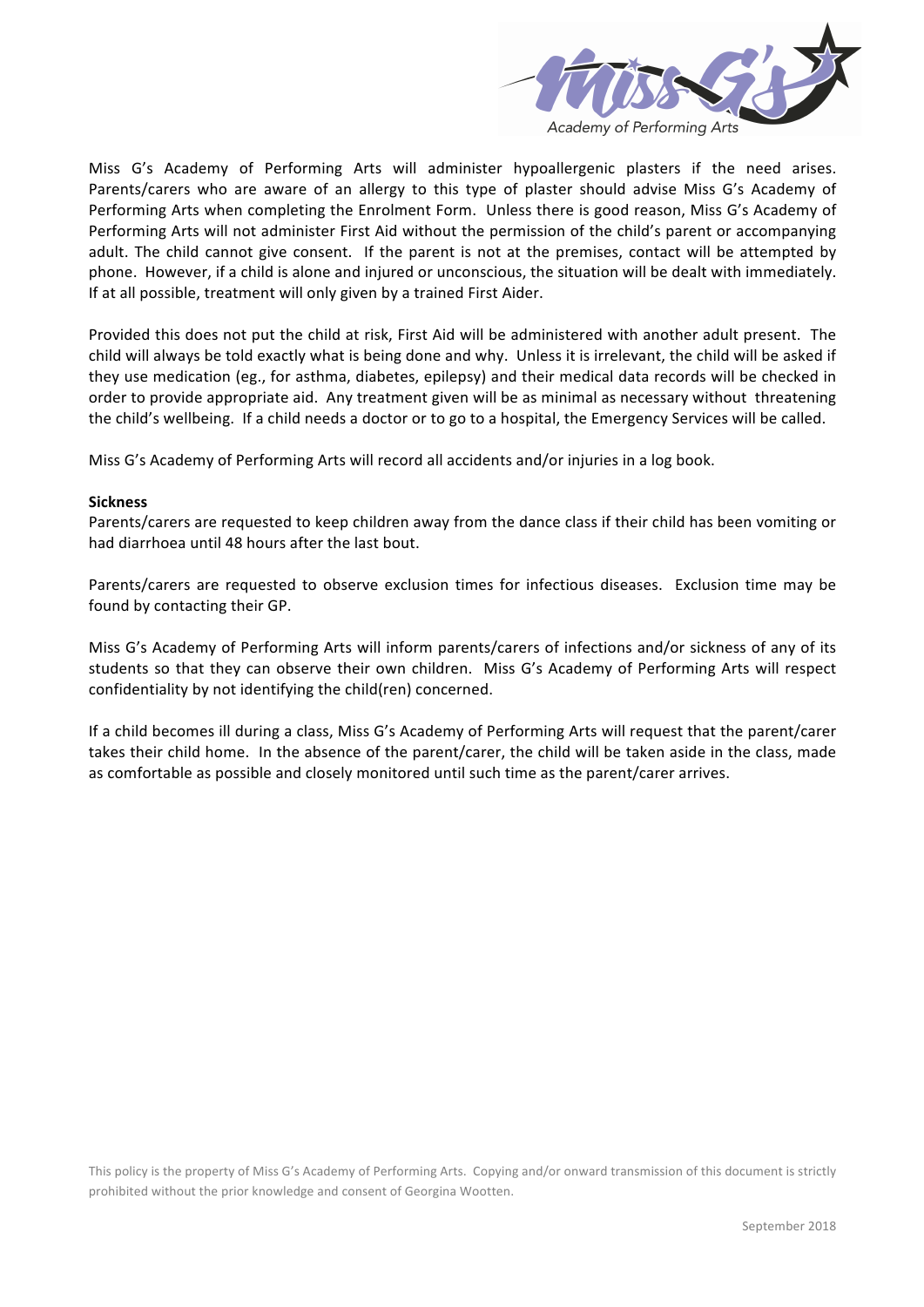Miss G's Academy of Performing Arts will administer hypoallergenic plasters if the need arises. Parents/carers who are aware of an allergy to this type of plaster should advise Miss G's Academy of Performing Arts when completing the Enrolment Form. Unless there is good reason, Miss G's Academy of Performing Arts will not administer First Aid without the permission of the child's parent or accompanying adult. The child cannot give consent. If the parent is not at the premises, contact will be attempted by phone. However, if a child is alone and injured or unconscious, the situation will be dealt with immediately. If at all possible, treatment will only given by a trained First Aider.

Provided this does not put the child at risk, First Aid will be administered with another adult present. The child will always be told exactly what is being done and why. Unless it is irrelevant, the child will be asked if they use medication (eg., for asthma, diabetes, epilepsy) and their medical data records will be checked in order to provide appropriate aid. Any treatment given will be as minimal as necessary without threatening the child's wellbeing. If a child needs a doctor or to go to a hospital, the Emergency Services will be called.

Miss G's Academy of Performing Arts will record all accidents and/or injuries in a log book.

**Sickness**

Parents/carers are requested to keep children away from the dance class if their child has been vomiting or had diarrhoea until 48 hours after the last bout.

Parents/carers are requested to observe exclusion times for infectious diseases. Exclusion time may be found by contacting their GP.

Miss G's Academy of Performing Arts will inform parents/carers of infections and/or sickness of any of its students so that they can observe their own children. Miss G's Academy of Performing Arts will respect confidentiality by not identifying the child(ren) concerned.

If a child becomes ill during a class, Miss G's Academy of Performing Arts will request that the parent/carer takes their child home. In the absence of the parent/carer, the child will be taken aside in the class, made as comfortable as possible and closely monitored until such time as the parent/carer arrives.